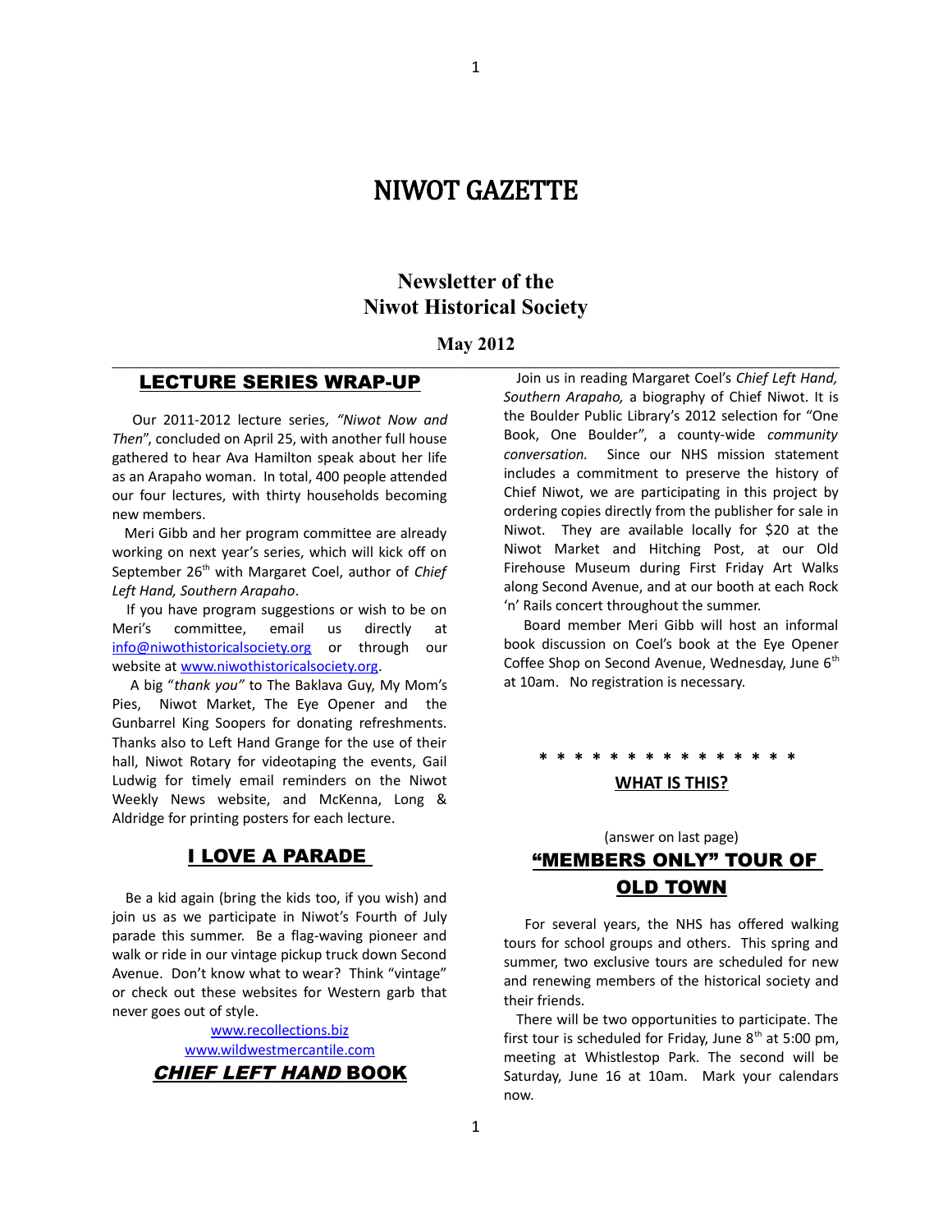# NIWOT GAZETTE

## Newsletter of the Niwot Historical Society

**May 2012**

## LECTURE SERIES WRAP-UP

Our 2011-2012 lecture series, *"Niwot Now and Then"*, concluded on April 25, with another full house gathered to hear Ava Hamilton speak about her life as an Arapaho woman. In total, 400 people attended our four lectures, with thirty households becoming new members.

Meri Gibb and her program committee are already working on next year's series, which will kick off on September 26th with Margaret Coel, author of *Chief Left Hand, Southern Arapaho*.

If you have program suggestions or wish to be on Meri's committee, email us directly at info@niwothistoricalsociety.org or through our website at www.niwothistoricalsociety.org.

A big "*thank you"* to The Baklava Guy, My Mom's Pies, Niwot Market, The Eye Opener and the Gunbarrel King Soopers for donating refreshments. Thanks also to Left Hand Grange for the use of their hall, Niwot Rotary for videotaping the events, Gail Ludwig for timely email reminders on the Niwot Weekly News website, and McKenna, Long & Aldridge for printing posters for each lecture.

## I LOVE A PARADE

Be a kid again (bring the kids too, if you wish) and join us as we participate in Niwot's Fourth of July parade this summer. Be a flag-waving pioneer and walk or ride in our vintage pickup truck down Second Avenue. Don't know what to wear? Think "vintage" or check out these websites for Western garb that never goes out of style.

www.recollections.biz
www.wildwestmercantile.com

## *CHIEF LEFT HAND* BOOK

Join us in reading Margaret Coel's *Chief Left Hand, Southern Arapaho,* a biography of Chief Niwot. It is the Boulder Public Library's 2012 selection for "One Book, One Boulder", a county-wide *community conversation.* Since our NHS mission statement includes a commitment to preserve the history of Chief Niwot, we are participating in this project by ordering copies directly from the publisher for sale in Niwot. They are available locally for $20 at the Niwot Market and Hitching Post, at our Old Firehouse Museum during First Friday Art Walks along Second Avenue, and at our booth at each Rock 'n' Rails concert throughout the summer.

Board member Meri Gibb will host an informal book discussion on Coel's book at the Eye Opener Coffee Shop on Second Avenue, Wednesday, June 6th at 10am. No registration is necessary.

* * * * * * * * * * * * * * *

**WHAT IS THIS?**

(answer on last page)

## "MEMBERS ONLY" TOUR OF OLD TOWN

For several years, the NHS has offered walking tours for school groups and others. This spring and summer, two exclusive tours are scheduled for new and renewing members of the historical society and their friends.

There will be two opportunities to participate. The first tour is scheduled for Friday, June 8th at 5:00 pm, meeting at Whistlestop Park. The second will be Saturday, June 16 at 10am. Mark your calendars now.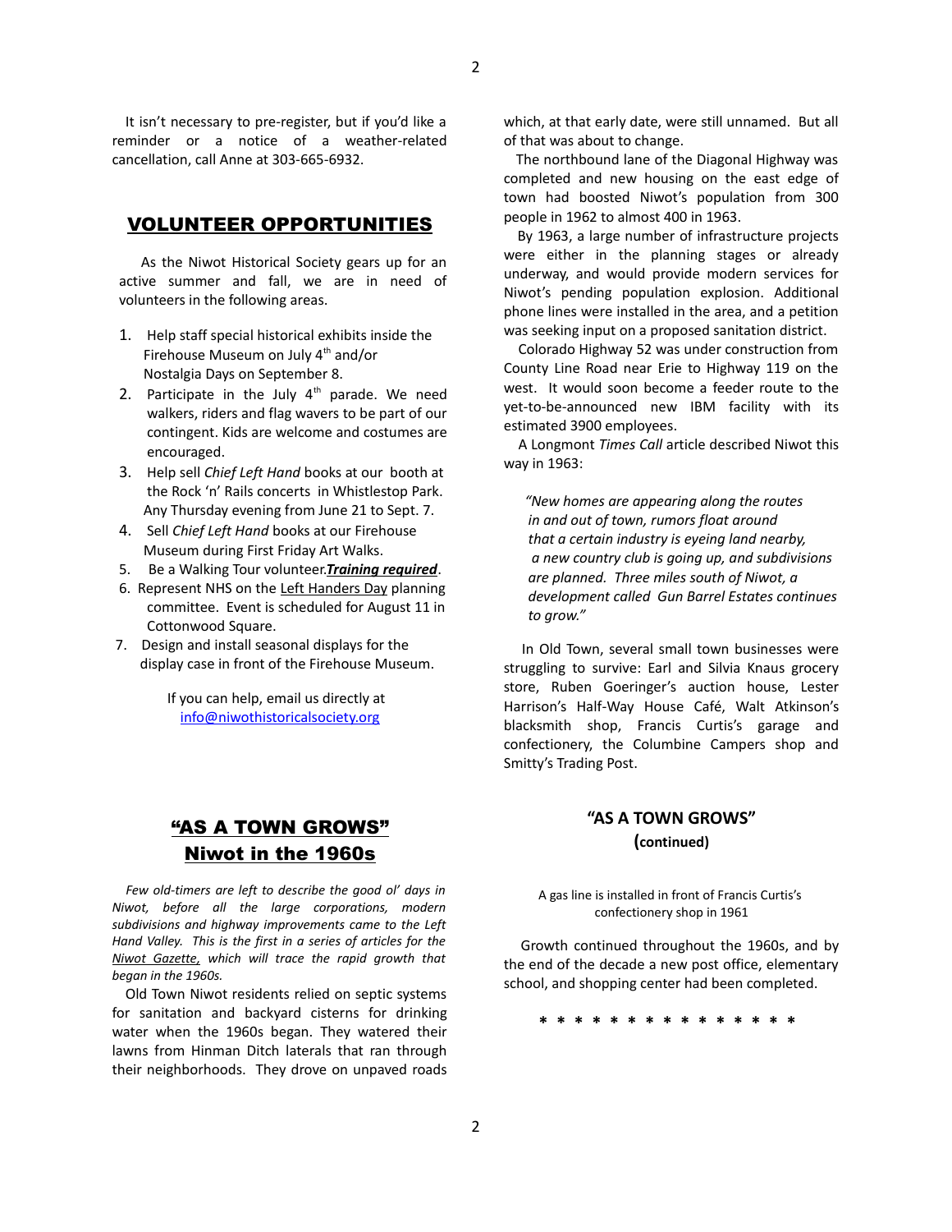It isn't necessary to pre-register, but if you'd like a reminder or a notice of a weather-related cancellation, call Anne at 303-665-6932.

## VOLUNTEER OPPORTUNITIES

As the Niwot Historical Society gears up for an active summer and fall, we are in need of volunteers in the following areas.

1. Help staff special historical exhibits inside the Firehouse Museum on July 4th and/or Nostalgia Days on September 8.
2. Participate in the July 4th parade. We need walkers, riders and flag wavers to be part of our contingent. Kids are welcome and costumes are encouraged.
3. Help sell *Chief Left Hand* books at our booth at the Rock 'n' Rails concerts in Whistlestop Park. Any Thursday evening from June 21 to Sept. 7.
4. Sell *Chief Left Hand* books at our Firehouse Museum during First Friday Art Walks.
5. Be a Walking Tour volunteer.***Training required***.
6. Represent NHS on the Left Handers Day planning committee. Event is scheduled for August 11 in Cottonwood Square.
7. Design and install seasonal displays for the display case in front of the Firehouse Museum.

If you can help, email us directly at info@niwothistoricalsociety.org

## "AS A TOWN GROWS" Niwot in the 1960s

*Few old-timers are left to describe the good ol' days in Niwot, before all the large corporations, modern subdivisions and highway improvements came to the Left Hand Valley. This is the first in a series of articles for the Niwot Gazette, which will trace the rapid growth that began in the 1960s.*

Old Town Niwot residents relied on septic systems for sanitation and backyard cisterns for drinking water when the 1960s began. They watered their lawns from Hinman Ditch laterals that ran through their neighborhoods. They drove on unpaved roads which, at that early date, were still unnamed. But all of that was about to change.

The northbound lane of the Diagonal Highway was completed and new housing on the east edge of town had boosted Niwot's population from 300 people in 1962 to almost 400 in 1963.

By 1963, a large number of infrastructure projects were either in the planning stages or already underway, and would provide modern services for Niwot's pending population explosion. Additional phone lines were installed in the area, and a petition was seeking input on a proposed sanitation district.

Colorado Highway 52 was under construction from County Line Road near Erie to Highway 119 on the west. It would soon become a feeder route to the yet-to-be-announced new IBM facility with its estimated 3900 employees.

A Longmont *Times Call* article described Niwot this way in 1963:

> *"New homes are appearing along the routes in and out of town, rumors float around that a certain industry is eyeing land nearby, a new country club is going up, and subdivisions are planned. Three miles south of Niwot, a development called Gun Barrel Estates continues to grow."*

In Old Town, several small town businesses were struggling to survive: Earl and Silvia Knaus grocery store, Ruben Goeringer's auction house, Lester Harrison's Half-Way House Café, Walt Atkinson's blacksmith shop, Francis Curtis's garage and confectionery, the Columbine Campers shop and Smitty's Trading Post.

### "AS A TOWN GROWS" (continued)

A gas line is installed in front of Francis Curtis's confectionery shop in 1961

Growth continued throughout the 1960s, and by the end of the decade a new post office, elementary school, and shopping center had been completed.

\* \* \* \* \* \* \* \* \* \* \* \* \* \* \*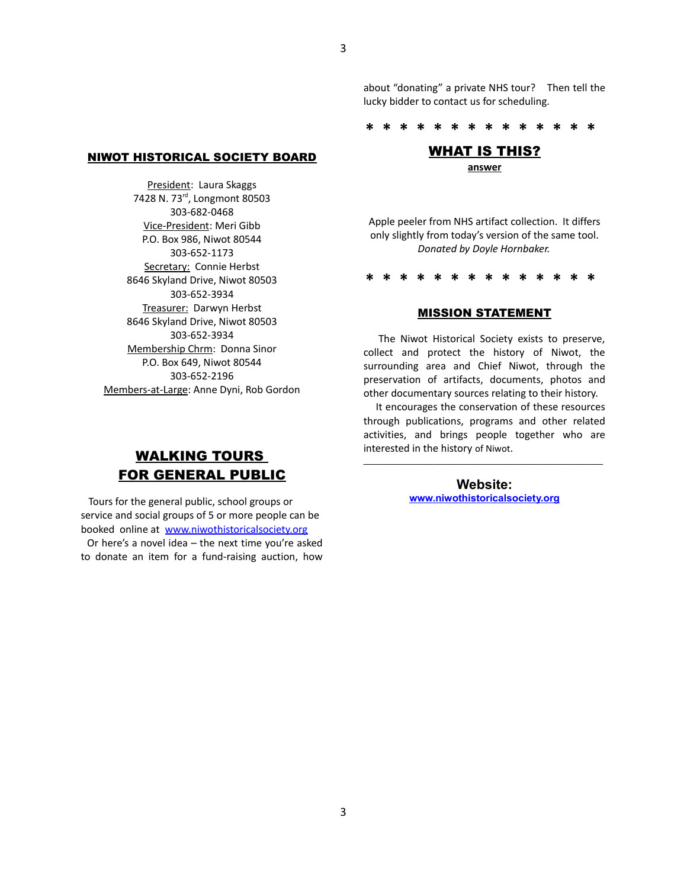## NIWOT HISTORICAL SOCIETY BOARD

President: Laura Skaggs
7428 N. 73rd, Longmont 80503
303-682-0468
Vice-President: Meri Gibb
P.O. Box 986, Niwot 80544
303-652-1173
Secretary: Connie Herbst
8646 Skyland Drive, Niwot 80503
303-652-3934
Treasurer: Darwyn Herbst
8646 Skyland Drive, Niwot 80503
303-652-3934
Membership Chrm: Donna Sinor
P.O. Box 649, Niwot 80544
303-652-2196
Members-at-Large: Anne Dyni, Rob Gordon

## WALKING TOURS FOR GENERAL PUBLIC

Tours for the general public, school groups or service and social groups of 5 or more people can be booked online at www.niwothistoricalsociety.org

Or here's a novel idea – the next time you're asked to donate an item for a fund-raising auction, how about "donating" a private NHS tour? Then tell the lucky bidder to contact us for scheduling.

* * * * * * * * * * * * * *

## WHAT IS THIS?

**answer**

Apple peeler from NHS artifact collection. It differs only slightly from today's version of the same tool.
*Donated by Doyle Hornbaker.*

* * * * * * * * * * * * * *

## MISSION STATEMENT

The Niwot Historical Society exists to preserve, collect and protect the history of Niwot, the surrounding area and Chief Niwot, through the preservation of artifacts, documents, photos and other documentary sources relating to their history.

It encourages the conservation of these resources through publications, programs and other related activities, and brings people together who are interested in the history of Niwot.

---

**Website:**
**www.niwothistoricalsociety.org**